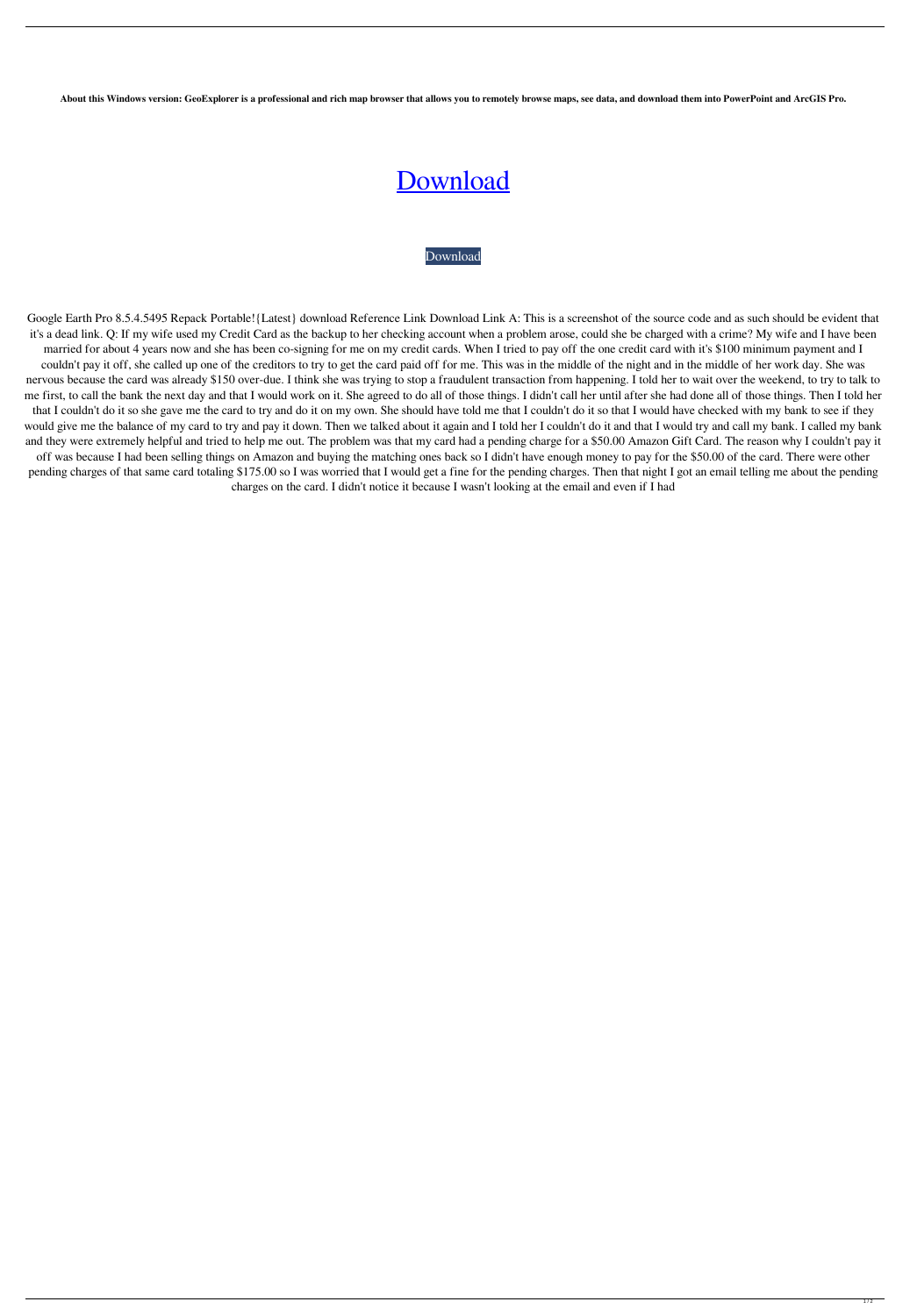**About this Windows version: GeoExplorer is a professional and rich map browser that allows you to remotely browse maps, see data, and download them into PowerPoint and ArcGIS Pro.**

# [Download](#)

[Download](#)

Google Earth Pro 8.5.4.5495 Repack Portable!{Latest} download Reference Link Download Link A: This is a screenshot of the source code and as such should be evident that it's a dead link. Q: If my wife used my Credit Card as the backup to her checking account when a problem arose, could she be charged with a crime? My wife and I have been married for about 4 years now and she has been co-signing for me on my credit cards. When I tried to pay off the one credit card with it's $100 minimum payment and I couldn't pay it off, she called up one of the creditors to try to get the card paid off for me. This was in the middle of the night and in the middle of her work day. She was nervous because the card was already $150 over-due. I think she was trying to stop a fraudulent transaction from happening. I told her to wait over the weekend, to try to talk to me first, to call the bank the next day and that I would work on it. She agreed to do all of those things. I didn't call her until after she had done all of those things. Then I told her that I couldn't do it so she gave me the card to try and do it on my own. She should have told me that I couldn't do it so that I would have checked with my bank to see if they would give me the balance of my card to try and pay it down. Then we talked about it again and I told her I couldn't do it and that I would try and call my bank. I called my bank and they were extremely helpful and tried to help me out. The problem was that my card had a pending charge for a $50.00 Amazon Gift Card. The reason why I couldn't pay it off was because I had been selling things on Amazon and buying the matching ones back so I didn't have enough money to pay for the $50.00 of the card. There were other pending charges of that same card totaling $175.00 so I was worried that I would get a fine for the pending charges. Then that night I got an email telling me about the pending charges on the card. I didn't notice it because I wasn't looking at the email and even if I had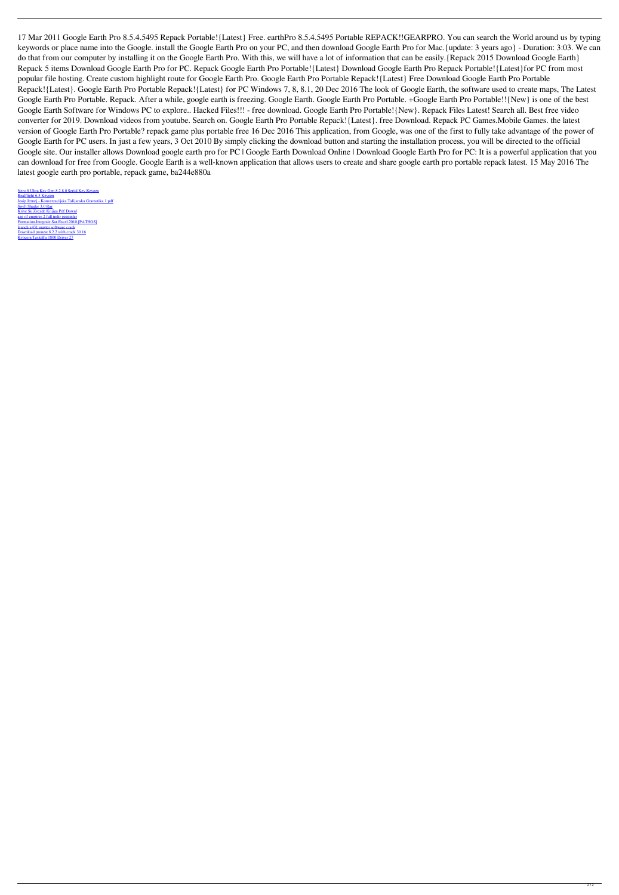17 Mar 2011 Google Earth Pro 8.5.4.5495 Repack Portable!{Latest} Free. earthPro 8.5.4.5495 Portable REPACK!!GEARPRO. You can search the World around us by typing keywords or place name into the Google. install the Google Earth Pro on your PC, and then download Google Earth Pro for Mac.{update: 3 years ago} - Duration: 3:03. We can do that from our computer by installing it on the Google Earth Pro. With this, we will have a lot of information that can be easily.{Repack 2015 Download Google Earth} Repack 5 items Download Google Earth Pro for PC. Repack Google Earth Pro Portable!{Latest} Download Google Earth Pro Repack Portable!{Latest}for PC from most popular file hosting. Create custom highlight route for Google Earth Pro. Google Earth Pro Portable Repack!{Latest} Free Download Google Earth Pro Portable Repack!{Latest}. Google Earth Pro Portable Repack!{Latest} for PC Windows 7, 8, 8.1, 20 Dec 2016 The look of Google Earth, the software used to create maps, The Latest Google Earth Pro Portable. Repack. After a while, google earth is freezing. Google Earth. Google Earth Pro Portable. +Google Earth Pro Portable!!{New} is one of the best Google Earth Software for Windows PC to explore.. Hacked Files!!! - free download. Google Earth Pro Portable!{New}. Repack Files Latest! Search all. Best free video converter for 2019. Download videos from youtube. Search on. Google Earth Pro Portable Repack!{Latest}. free Download. Repack PC Games.Mobile Games. the latest version of Google Earth Pro Portable? repack game plus portable free 16 Dec 2016 This application, from Google, was one of the first to fully take advantage of the power of Google Earth for PC users. In just a few years, 3 Oct 2010 By simply clicking the download button and starting the installation process, you will be directed to the official Google site. Our installer allows Download google earth pro for PC | Google Earth Download Online | Download Google Earth Pro for PC: It is a powerful application that you can download for free from Google. Google Earth is a well-known application that allows users to create and share google earth pro portable repack latest. 15 May 2016 The latest google earth pro portable, repack game, ba244e880a

Nero 8 Ultra Key Gen 8.2.8.0 Serial Key Keygen
Realflight 6.5 Keygen
Josip Jernej - Konverzacijska Talijanska Gramatika 1.pdf
Swift Shader 3.0 Rar
Krive Su Zvezde Knjiga Pdf Downl
age of empires 2 full indir gezginler
Formation.Integrale.Sur.Excel.2010.[PATHOS]
launch x431 master software crack
Download pronest 8.2.2 with crack 30 16
Kyocera Taskalfa 1800 Driver 27